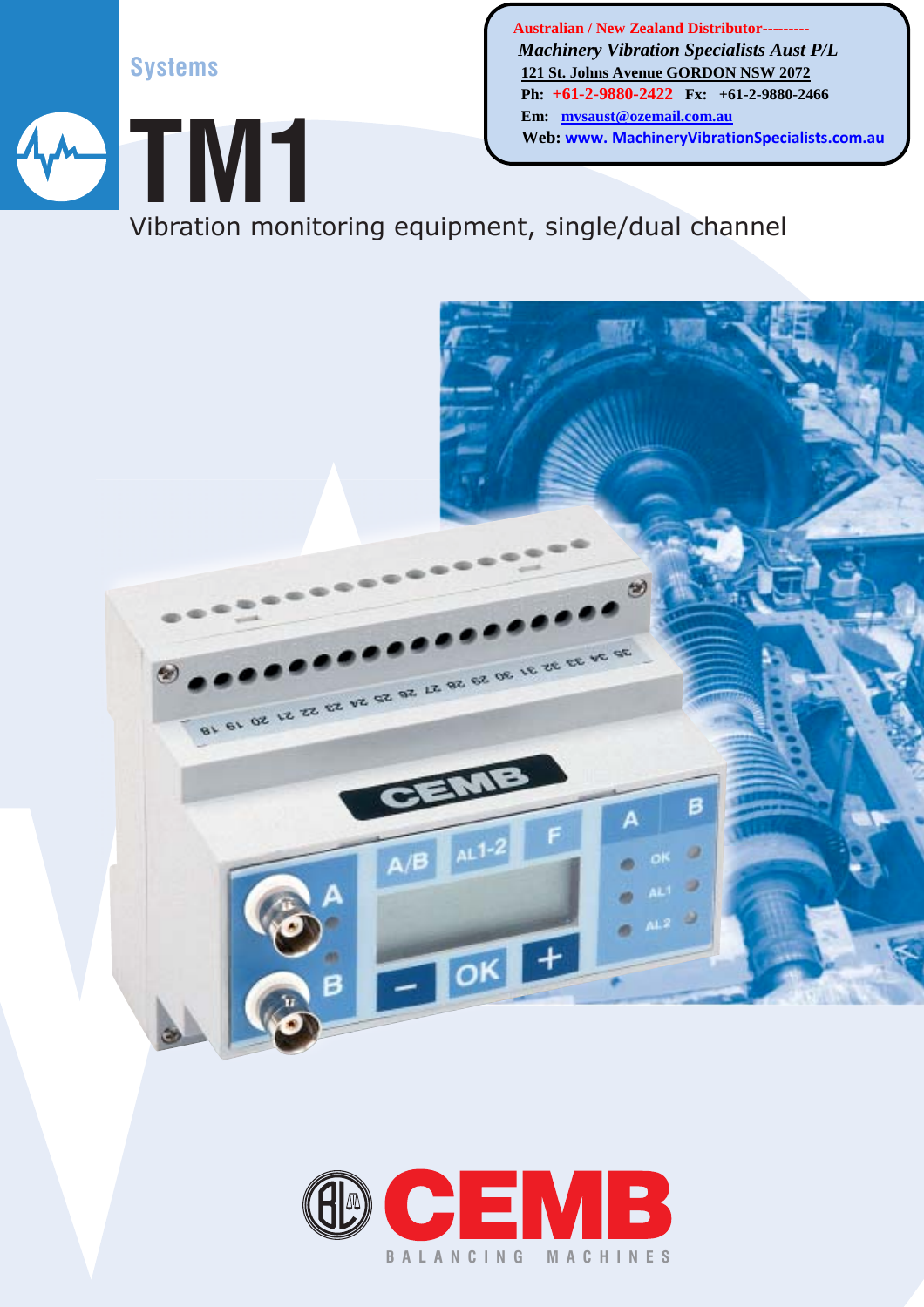Australian / New Zealand Distributor---------

*Machinery Vibration Specialists Aust P/L*

121 St. Johns Avenue GORDON NSW 2072

**Ph:** +61-2-9880-2422 **Fx:** +61-2-9880-2466

**Em:** mvsaust@ozemail.com.au

**Web:** www. MachineryVibrationSpecialists.com.au

Systems

# TM1

## Vibration monitoring equipment, single/dual channel

CEMB

BALANCING MACHINES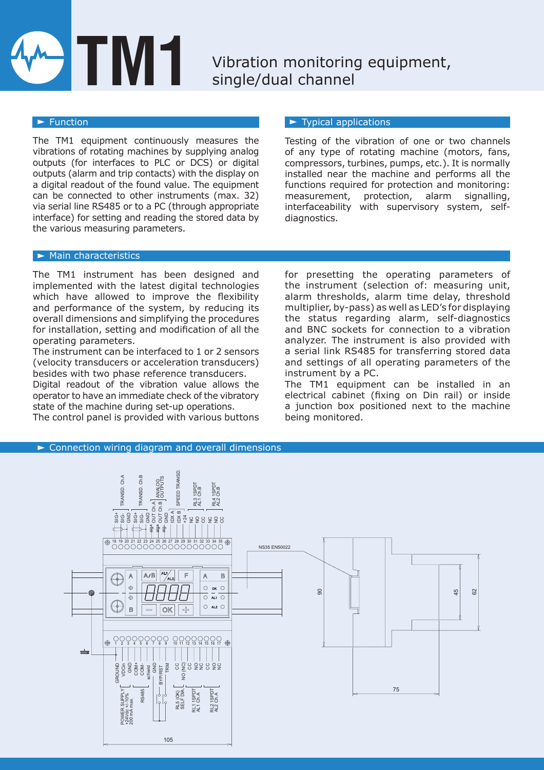# TM1

Vibration monitoring equipment, single/dual channel

## ► Function

The TM1 equipment continuously measures the vibrations of rotating machines by supplying analog outputs (for interfaces to PLC or DCS) or digital outputs (alarm and trip contacts) with the display on a digital readout of the found value. The equipment can be connected to other instruments (max. 32) via serial line RS485 or to a PC (through appropriate interface) for setting and reading the stored data by the various measuring parameters.

## ► Typical applications

Testing of the vibration of one or two channels of any type of rotating machine (motors, fans, compressors, turbines, pumps, etc.). It is normally installed near the machine and performs all the functions required for protection and monitoring: measurement, protection, alarm signalling, interfaceability with supervisory system, self-diagnostics.

## ► Main characteristics

The TM1 instrument has been designed and implemented with the latest digital technologies which have allowed to improve the flexibility and performance of the system, by reducing its overall dimensions and simplifying the procedures for installation, setting and modification of all the operating parameters.

The instrument can be interfaced to 1 or 2 sensors (velocity transducers or acceleration transducers) besides with two phase reference transducers.

Digital readout of the vibration value allows the operator to have an immediate check of the vibratory state of the machine during set-up operations.

The control panel is provided with various buttons for presetting the operating parameters of the instrument (selection of: measuring unit, alarm thresholds, alarm time delay, threshold multiplier, by-pass) as well as LED's for displaying the status regarding alarm, self-diagnostics and BNC sockets for connection to a vibration analyzer. The instrument is also provided with a serial link RS485 for transferring stored data and settings of all operating parameters of the instrument by a PC.

The TM1 equipment can be installed in an electrical cabinet (fixing on Din rail) or inside a junction box positioned next to the machine being monitored.

## ► Connection wiring diagram and overall dimensions

Terminals 18–35 (top): TRANSD. Ch.A (SIG+, SIG-, GND); TRANSD. Ch.B (SIG+, SIG-, GND); ANALOG OUTPUTS (OUT Ch.A, OUT Ch.B, GND); SPEED TRANSD. (IDX A, IDX B, +24); RL3 1SPDT AL1 Ch.B (NC, NO, CC); RL4 1SPDT AL2 Ch.B (NC, NO, CC)

Terminals 1–17 (bottom): GROUND; POWER SUPPLY +24Vdc +/-10% 200 mA max. (VDCin, GND); RS485 (COM+, COM-, schield); GND; BYP/RST; TRM; RL5 (OK) SELF DIA (CC, NO (NC), CC); RL1 1SPDT AL1 Ch.A (NO, NC, CC); RL2 1SPDT AL2 Ch.A (NO, NC)

Front panel: A, A/B, AL1/AL2, F, B, OK, LEDs OK, AL1, AL2

NS35 EN50022

Dimensions: 105, 90, 45, 62, 75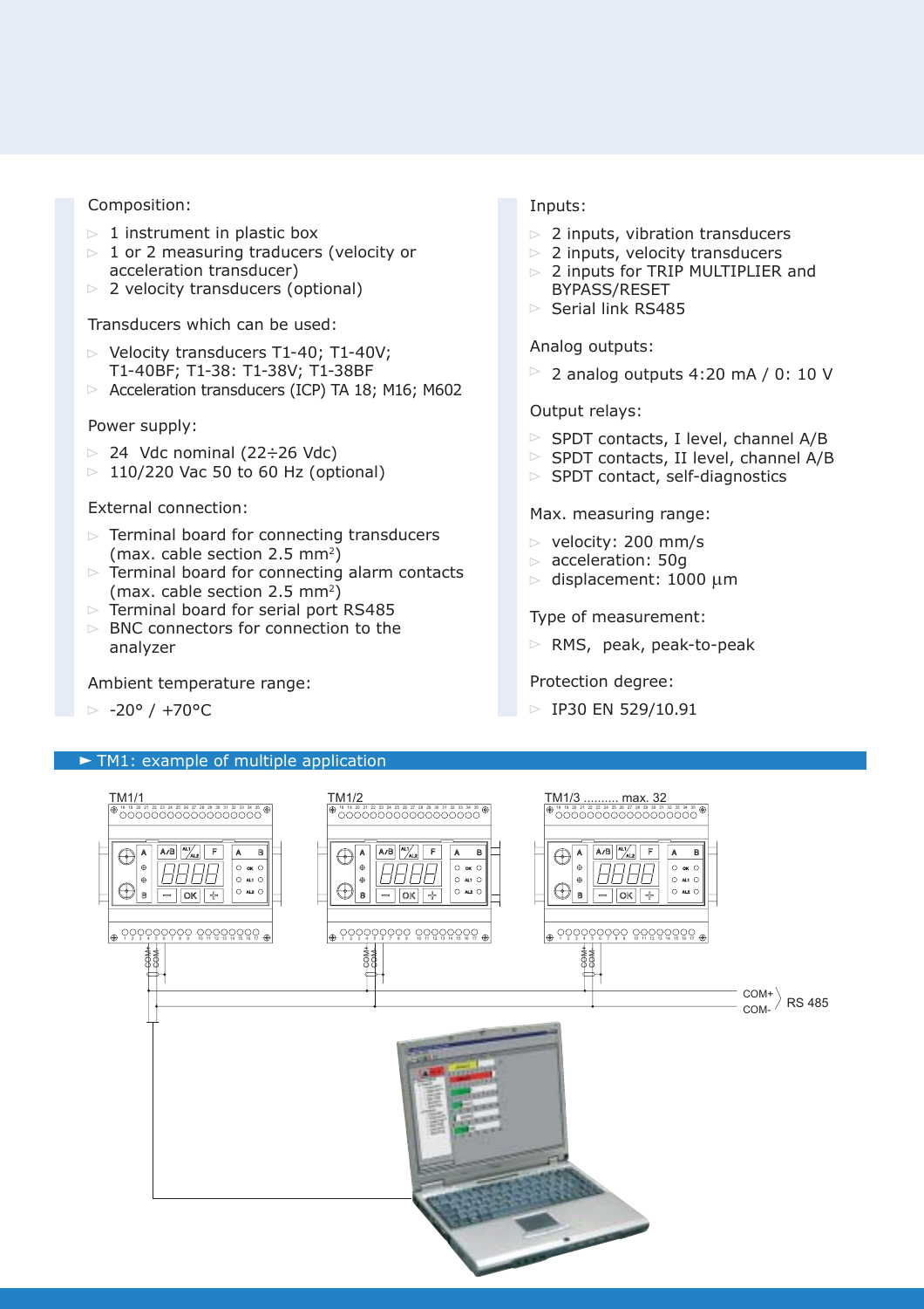Composition:

- 1 instrument in plastic box
- 1 or 2 measuring traducers (velocity or acceleration transducer)
- 2 velocity transducers (optional)

Transducers which can be used:

- Velocity transducers T1-40; T1-40V; T1-40BF; T1-38: T1-38V; T1-38BF
- Acceleration transducers (ICP) TA 18; M16; M602

Power supply:

- 24 Vdc nominal (22÷26 Vdc)
- 110/220 Vac 50 to 60 Hz (optional)

External connection:

- Terminal board for connecting transducers (max. cable section 2.5 mm$^2$)
- Terminal board for connecting alarm contacts (max. cable section 2.5 mm$^2$)
- Terminal board for serial port RS485
- BNC connectors for connection to the analyzer

Ambient temperature range:

- -20° / +70°C

Inputs:

- 2 inputs, vibration transducers
- 2 inputs, velocity transducers
- 2 inputs for TRIP MULTIPLIER and BYPASS/RESET
- Serial link RS485

Analog outputs:

- 2 analog outputs 4:20 mA / 0: 10 V

Output relays:

- SPDT contacts, I level, channel A/B
- SPDT contacts, II level, channel A/B
- SPDT contact, self-diagnostics

Max. measuring range:

- velocity: 200 mm/s
- acceleration: 50g
- displacement: 1000 µm

Type of measurement:

- RMS, peak, peak-to-peak

Protection degree:

- IP30 EN 529/10.91

► TM1: example of multiple application

TM1/1 TM1/2 TM1/3 .......... max. 32

COM+ COM- RS 485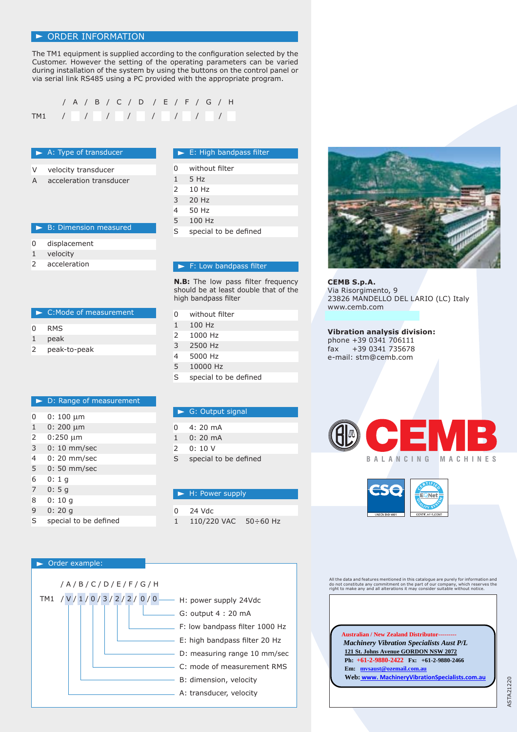## ORDER INFORMATION

The TM1 equipment is supplied according to the configuration selected by the Customer. However the setting of the operating parameters can be varied during installation of the system by using the buttons on the control panel or via serial link RS485 using a PC provided with the appropriate program.

```
      / A / B / C / D / E / F / G / H
TM1   /   /   /   /   /   /   /   /
```

### A: Type of transducer

| | |
|---|---|
| V | velocity transducer |
| A | acceleration transducer |

### B: Dimension measured

| | |
|---|---|
| 0 | displacement |
| 1 | velocity |
| 2 | acceleration |

### C:Mode of measurement

| | |
|---|---|
| 0 | RMS |
| 1 | peak |
| 2 | peak-to-peak |

### D: Range of measurement

| | |
|---|---|
| 0 | 0: 100 µm |
| 1 | 0: 200 µm |
| 2 | 0:250 µm |
| 3 | 0: 10 mm/sec |
| 4 | 0: 20 mm/sec |
| 5 | 0: 50 mm/sec |
| 6 | 0: 1 g |
| 7 | 0: 5 g |
| 8 | 0: 10 g |
| 9 | 0: 20 g |
| S | special to be defined |

### E: High bandpass filter

| | |
|---|---|
| 0 | without filter |
| 1 | 5 Hz |
| 2 | 10 Hz |
| 3 | 20 Hz |
| 4 | 50 Hz |
| 5 | 100 Hz |
| S | special to be defined |

### F: Low bandpass filter

**N.B:** The low pass filter frequency should be at least double that of the high bandpass filter

| | |
|---|---|
| 0 | without filter |
| 1 | 100 Hz |
| 2 | 1000 Hz |
| 3 | 2500 Hz |
| 4 | 5000 Hz |
| 5 | 10000 Hz |
| S | special to be defined |

### G: Output signal

| | |
|---|---|
| 0 | 4: 20 mA |
| 1 | 0: 20 mA |
| 2 | 0: 10 V |
| S | special to be defined |

### H: Power supply

| | |
|---|---|
| 0 | 24 Vdc |
| 1 | 110/220 VAC 50÷60 Hz |

### Order example:

```
      / A / B / C / D / E / F / G / H
TM1   / V / 1 / 0 / 3 / 2 / 2 / 0 / 0
```

- H: power supply 24Vdc
- G: output 4 : 20 mA
- F: low bandpass filter 1000 Hz
- E: high bandpass filter 20 Hz
- D: measuring range 10 mm/sec
- C: mode of measurement RMS
- B: dimension, velocity
- A: transducer, velocity

**CEMB S.p.A.**
Via Risorgimento, 9
23826 MANDELLO DEL LARIO (LC) Italy
www.cemb.com

**Vibration analysis division:**
phone +39 0341 706111
fax +39 0341 735678
e-mail: stm@cemb.com

CEMB
BALANCING MACHINES

CSQ UNI EN ISO 9001 — IQNet CERTIF. 9115.CEM7

All the data and features mentioned in this catalogue are purely for information and do not constitute any commitment on the part of our company, which reserves the right to make any and all alterations it may consider suitable without notice.

**Australian / New Zealand Distributor---------**
***Machinery Vibration Specialists Aust P/L***
121 St. Johns Avenue GORDON NSW 2072
**Ph:** +61-2-9880-2422 **Fx:** +61-2-9880-2466
**Em:** mvsaust@ozemail.com.au
**Web:** www. MachineryVibrationSpecialists.com.au

ASTA21220